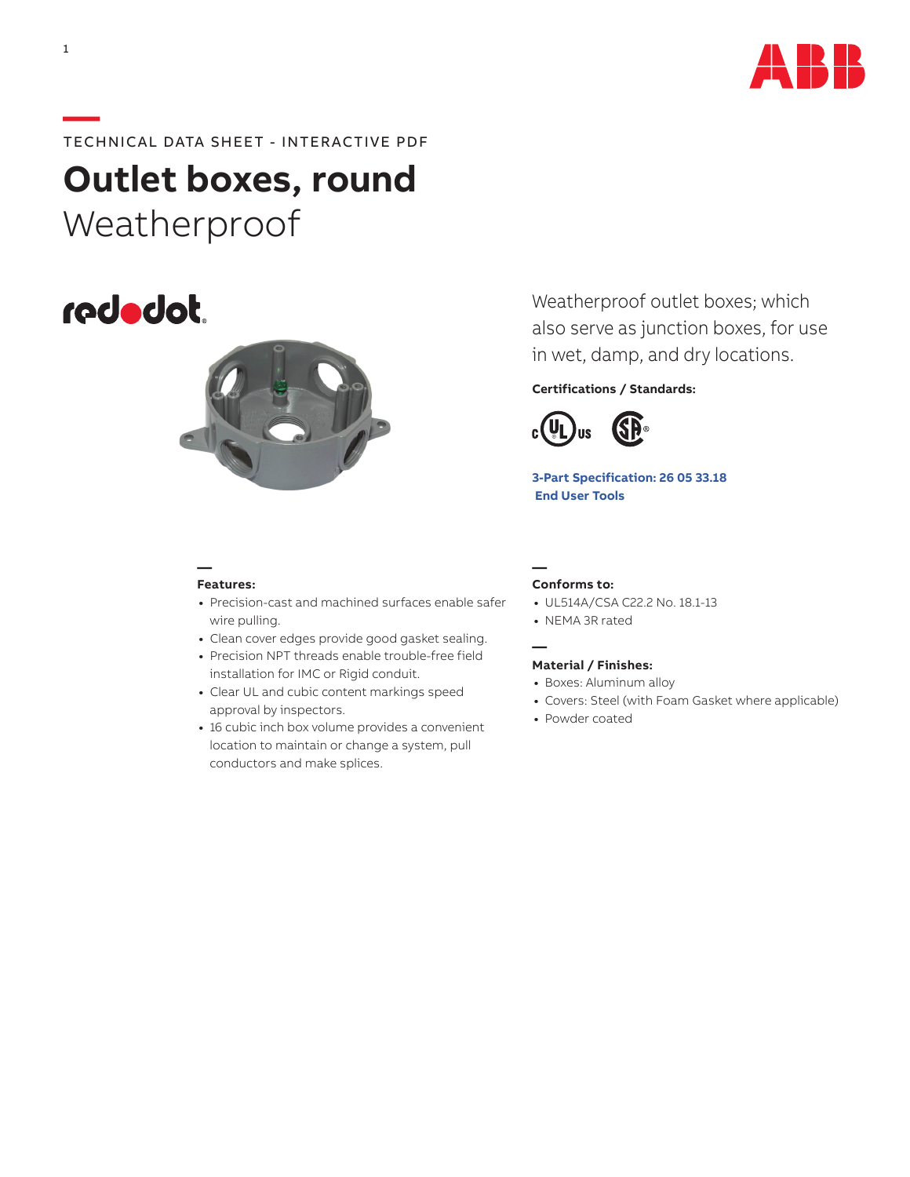TECHNICAL DATA SHEET - INTERACTIVE PDF

# Outlet boxes, round

## Weatherproof

Weatherproof outlet boxes; which also serve as junction boxes, for use in wet, damp, and dry locations.

**Certifications / Standards:**

**3-Part Specification: 26 05 33.18**

**End User Tools**

### Features:

- Precision-cast and machined surfaces enable safer wire pulling.
- Clean cover edges provide good gasket sealing.
- Precision NPT threads enable trouble-free field installation for IMC or Rigid conduit.
- Clear UL and cubic content markings speed approval by inspectors.
- 16 cubic inch box volume provides a convenient location to maintain or change a system, pull conductors and make splices.

### Conforms to:

- UL514A/CSA C22.2 No. 18.1-13
- NEMA 3R rated

### Material / Finishes:

- Boxes: Aluminum alloy
- Covers: Steel (with Foam Gasket where applicable)
- Powder coated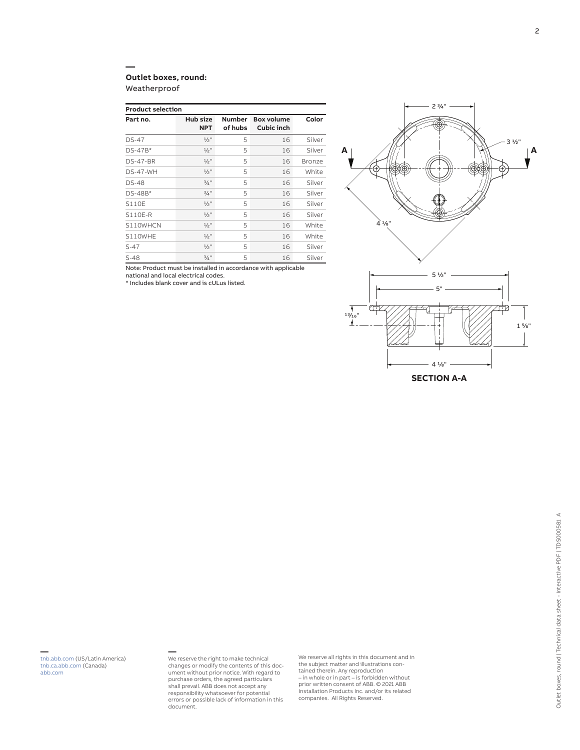## Outlet boxes, round:

Weatherproof

**Product selection**

| Part no. | Hub size NPT | Number of hubs | Box volume Cubic inch | Color |
|---|---|---|---|---|
| DS-47 | ½" | 5 | 16 | Silver |
| DS-47B* | ½" | 5 | 16 | Silver |
| DS-47-BR | ½" | 5 | 16 | Bronze |
| DS-47-WH | ½" | 5 | 16 | White |
| DS-48 | ¾" | 5 | 16 | Silver |
| DS-48B* | ¾" | 5 | 16 | Silver |
| S110E | ½" | 5 | 16 | Silver |
| S110E-R | ½" | 5 | 16 | Silver |
| S110WHCN | ½" | 5 | 16 | White |
| S110WHE | ½" | 5 | 16 | White |
| S-47 | ½" | 5 | 16 | Silver |
| S-48 | ¾" | 5 | 16 | Silver |

Note: Product must be installed in accordance with applicable national and local electrical codes.

* Includes blank cover and is cULus listed.

2 ¾"

3 ½"

A

A

4 ⅛"

5 ½"

5"

13/16"

1 ⅝"

4 ⅛"

**SECTION A-A**

tnb.abb.com (US/Latin America)
tnb.ca.abb.com (Canada)
abb.com

We reserve the right to make technical changes or modify the contents of this document without prior notice. With regard to purchase orders, the agreed particulars shall prevail. ABB does not accept any responsibility whatsoever for potential errors or possible lack of information in this document.

We reserve all rights in this document and in the subject matter and illustrations contained therein. Any reproduction – in whole or in part – is forbidden without prior written consent of ABB. © 2021 ABB Installation Products Inc. and/or its related companies. All Rights Reserved.